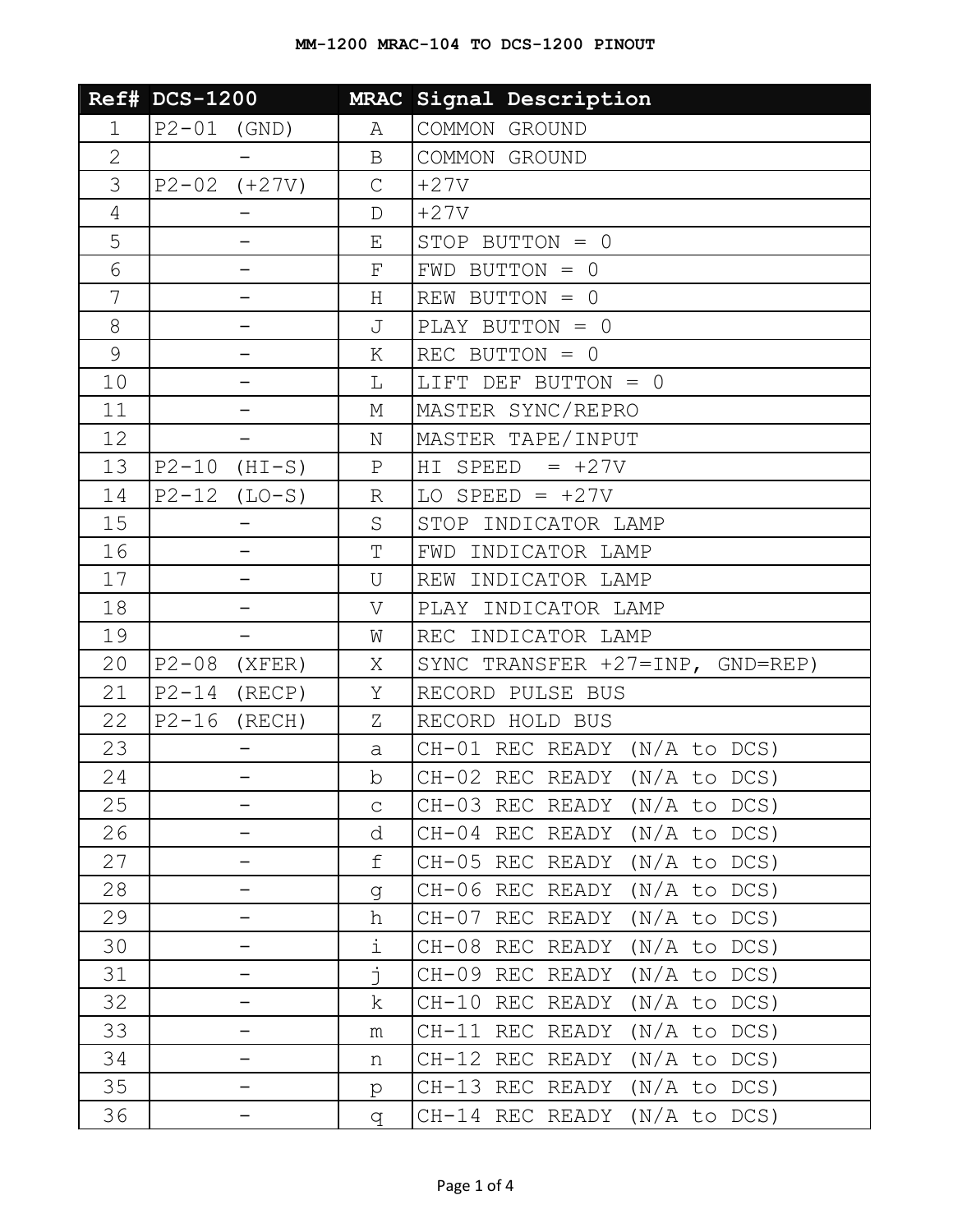# MM-1200 MRAC-104 TO DCS-1200 PINOUT

| Ref# | DCS-1200 | MRAC | Signal Description |
|---|---|---|---|
| 1 | P2-01 (GND) | A | COMMON GROUND |
| 2 | - | B | COMMON GROUND |
| 3 | P2-02 (+27V) | C | +27V |
| 4 | - | D | +27V |
| 5 | - | E | STOP BUTTON = 0 |
| 6 | - | F | FWD BUTTON = 0 |
| 7 | - | H | REW BUTTON = 0 |
| 8 | - | J | PLAY BUTTON = 0 |
| 9 | - | K | REC BUTTON = 0 |
| 10 | - | L | LIFT DEF BUTTON = 0 |
| 11 | - | M | MASTER SYNC/REPRO |
| 12 | - | N | MASTER TAPE/INPUT |
| 13 | P2-10 (HI-S) | P | HI SPEED = +27V |
| 14 | P2-12 (LO-S) | R | LO SPEED = +27V |
| 15 | - | S | STOP INDICATOR LAMP |
| 16 | - | T | FWD INDICATOR LAMP |
| 17 | - | U | REW INDICATOR LAMP |
| 18 | - | V | PLAY INDICATOR LAMP |
| 19 | - | W | REC INDICATOR LAMP |
| 20 | P2-08 (XFER) | X | SYNC TRANSFER +27=INP, GND=REP) |
| 21 | P2-14 (RECP) | Y | RECORD PULSE BUS |
| 22 | P2-16 (RECH) | Z | RECORD HOLD BUS |
| 23 | - | a | CH-01 REC READY (N/A to DCS) |
| 24 | - | b | CH-02 REC READY (N/A to DCS) |
| 25 | - | c | CH-03 REC READY (N/A to DCS) |
| 26 | - | d | CH-04 REC READY (N/A to DCS) |
| 27 | - | f | CH-05 REC READY (N/A to DCS) |
| 28 | - | g | CH-06 REC READY (N/A to DCS) |
| 29 | - | h | CH-07 REC READY (N/A to DCS) |
| 30 | - | i | CH-08 REC READY (N/A to DCS) |
| 31 | - | j | CH-09 REC READY (N/A to DCS) |
| 32 | - | k | CH-10 REC READY (N/A to DCS) |
| 33 | - | m | CH-11 REC READY (N/A to DCS) |
| 34 | - | n | CH-12 REC READY (N/A to DCS) |
| 35 | - | p | CH-13 REC READY (N/A to DCS) |
| 36 | - | q | CH-14 REC READY (N/A to DCS) |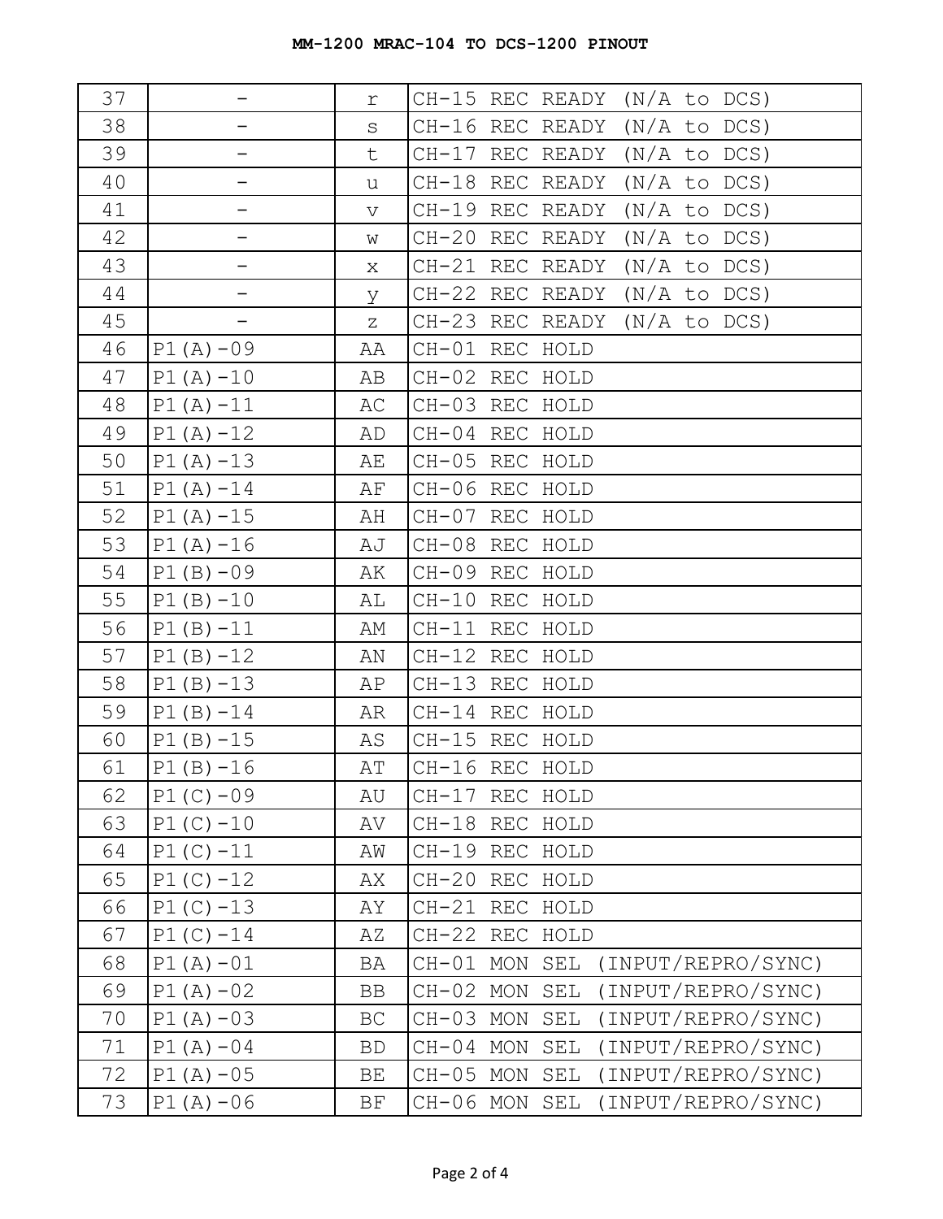## MM-1200 MRAC-104 TO DCS-1200 PINOUT

| | | | |
|---|---|---|---|
| 37 | – | r | CH-15 REC READY (N/A to DCS) |
| 38 | – | s | CH-16 REC READY (N/A to DCS) |
| 39 | – | t | CH-17 REC READY (N/A to DCS) |
| 40 | – | u | CH-18 REC READY (N/A to DCS) |
| 41 | – | v | CH-19 REC READY (N/A to DCS) |
| 42 | – | w | CH-20 REC READY (N/A to DCS) |
| 43 | – | x | CH-21 REC READY (N/A to DCS) |
| 44 | – | y | CH-22 REC READY (N/A to DCS) |
| 45 | – | z | CH-23 REC READY (N/A to DCS) |
| 46 | P1(A)-09 | AA | CH-01 REC HOLD |
| 47 | P1(A)-10 | AB | CH-02 REC HOLD |
| 48 | P1(A)-11 | AC | CH-03 REC HOLD |
| 49 | P1(A)-12 | AD | CH-04 REC HOLD |
| 50 | P1(A)-13 | AE | CH-05 REC HOLD |
| 51 | P1(A)-14 | AF | CH-06 REC HOLD |
| 52 | P1(A)-15 | AH | CH-07 REC HOLD |
| 53 | P1(A)-16 | AJ | CH-08 REC HOLD |
| 54 | P1(B)-09 | AK | CH-09 REC HOLD |
| 55 | P1(B)-10 | AL | CH-10 REC HOLD |
| 56 | P1(B)-11 | AM | CH-11 REC HOLD |
| 57 | P1(B)-12 | AN | CH-12 REC HOLD |
| 58 | P1(B)-13 | AP | CH-13 REC HOLD |
| 59 | P1(B)-14 | AR | CH-14 REC HOLD |
| 60 | P1(B)-15 | AS | CH-15 REC HOLD |
| 61 | P1(B)-16 | AT | CH-16 REC HOLD |
| 62 | P1(C)-09 | AU | CH-17 REC HOLD |
| 63 | P1(C)-10 | AV | CH-18 REC HOLD |
| 64 | P1(C)-11 | AW | CH-19 REC HOLD |
| 65 | P1(C)-12 | AX | CH-20 REC HOLD |
| 66 | P1(C)-13 | AY | CH-21 REC HOLD |
| 67 | P1(C)-14 | AZ | CH-22 REC HOLD |
| 68 | P1(A)-01 | BA | CH-01 MON SEL (INPUT/REPRO/SYNC) |
| 69 | P1(A)-02 | BB | CH-02 MON SEL (INPUT/REPRO/SYNC) |
| 70 | P1(A)-03 | BC | CH-03 MON SEL (INPUT/REPRO/SYNC) |
| 71 | P1(A)-04 | BD | CH-04 MON SEL (INPUT/REPRO/SYNC) |
| 72 | P1(A)-05 | BE | CH-05 MON SEL (INPUT/REPRO/SYNC) |
| 73 | P1(A)-06 | BF | CH-06 MON SEL (INPUT/REPRO/SYNC) |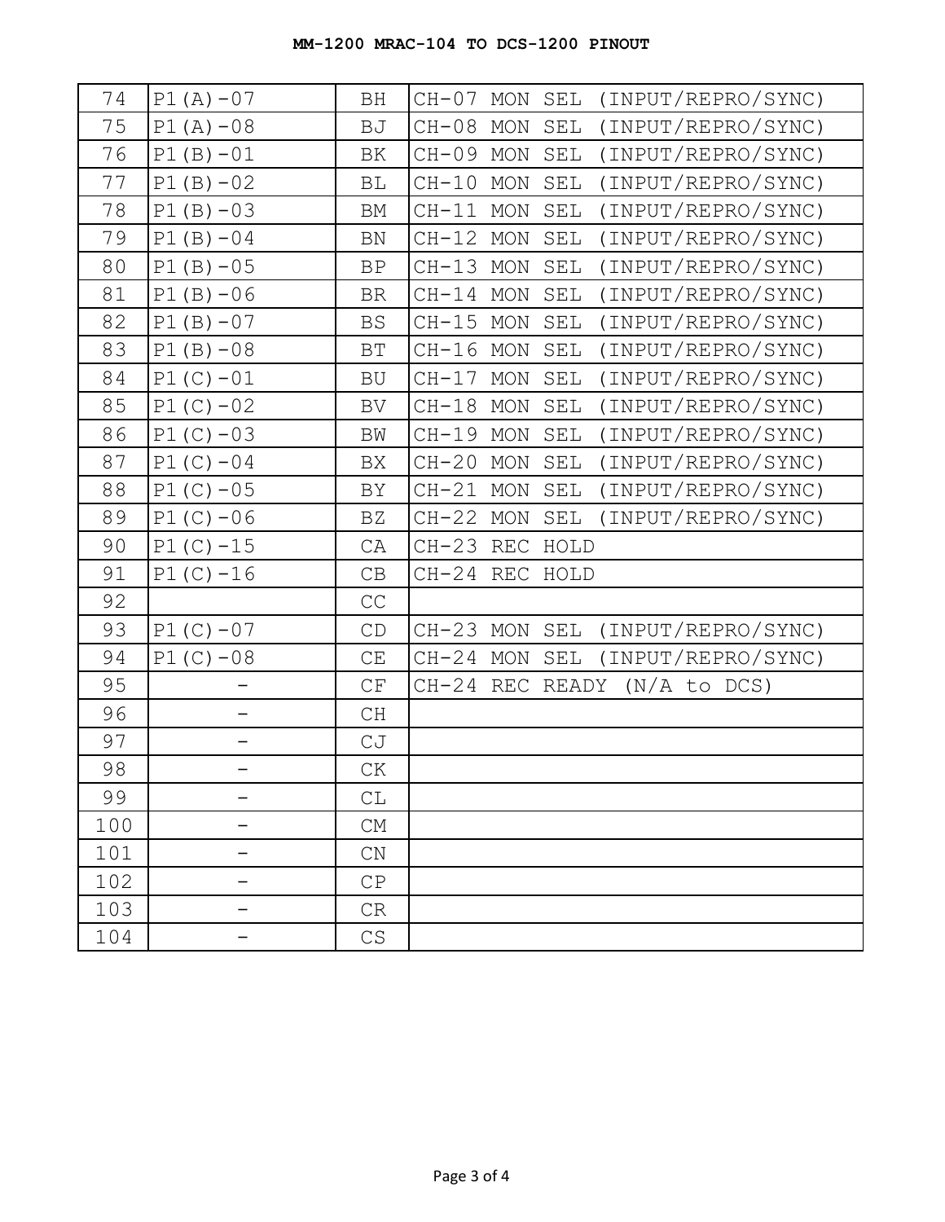**MM-1200 MRAC-104 TO DCS-1200 PINOUT**

| | | | |
|---|---|---|---|
| 74 | P1(A)-07 | BH | CH-07 MON SEL (INPUT/REPRO/SYNC) |
| 75 | P1(A)-08 | BJ | CH-08 MON SEL (INPUT/REPRO/SYNC) |
| 76 | P1(B)-01 | BK | CH-09 MON SEL (INPUT/REPRO/SYNC) |
| 77 | P1(B)-02 | BL | CH-10 MON SEL (INPUT/REPRO/SYNC) |
| 78 | P1(B)-03 | BM | CH-11 MON SEL (INPUT/REPRO/SYNC) |
| 79 | P1(B)-04 | BN | CH-12 MON SEL (INPUT/REPRO/SYNC) |
| 80 | P1(B)-05 | BP | CH-13 MON SEL (INPUT/REPRO/SYNC) |
| 81 | P1(B)-06 | BR | CH-14 MON SEL (INPUT/REPRO/SYNC) |
| 82 | P1(B)-07 | BS | CH-15 MON SEL (INPUT/REPRO/SYNC) |
| 83 | P1(B)-08 | BT | CH-16 MON SEL (INPUT/REPRO/SYNC) |
| 84 | P1(C)-01 | BU | CH-17 MON SEL (INPUT/REPRO/SYNC) |
| 85 | P1(C)-02 | BV | CH-18 MON SEL (INPUT/REPRO/SYNC) |
| 86 | P1(C)-03 | BW | CH-19 MON SEL (INPUT/REPRO/SYNC) |
| 87 | P1(C)-04 | BX | CH-20 MON SEL (INPUT/REPRO/SYNC) |
| 88 | P1(C)-05 | BY | CH-21 MON SEL (INPUT/REPRO/SYNC) |
| 89 | P1(C)-06 | BZ | CH-22 MON SEL (INPUT/REPRO/SYNC) |
| 90 | P1(C)-15 | CA | CH-23 REC HOLD |
| 91 | P1(C)-16 | CB | CH-24 REC HOLD |
| 92 | | CC | |
| 93 | P1(C)-07 | CD | CH-23 MON SEL (INPUT/REPRO/SYNC) |
| 94 | P1(C)-08 | CE | CH-24 MON SEL (INPUT/REPRO/SYNC) |
| 95 | - | CF | CH-24 REC READY (N/A to DCS) |
| 96 | - | CH | |
| 97 | - | CJ | |
| 98 | - | CK | |
| 99 | - | CL | |
| 100 | - | CM | |
| 101 | - | CN | |
| 102 | - | CP | |
| 103 | - | CR | |
| 104 | - | CS | |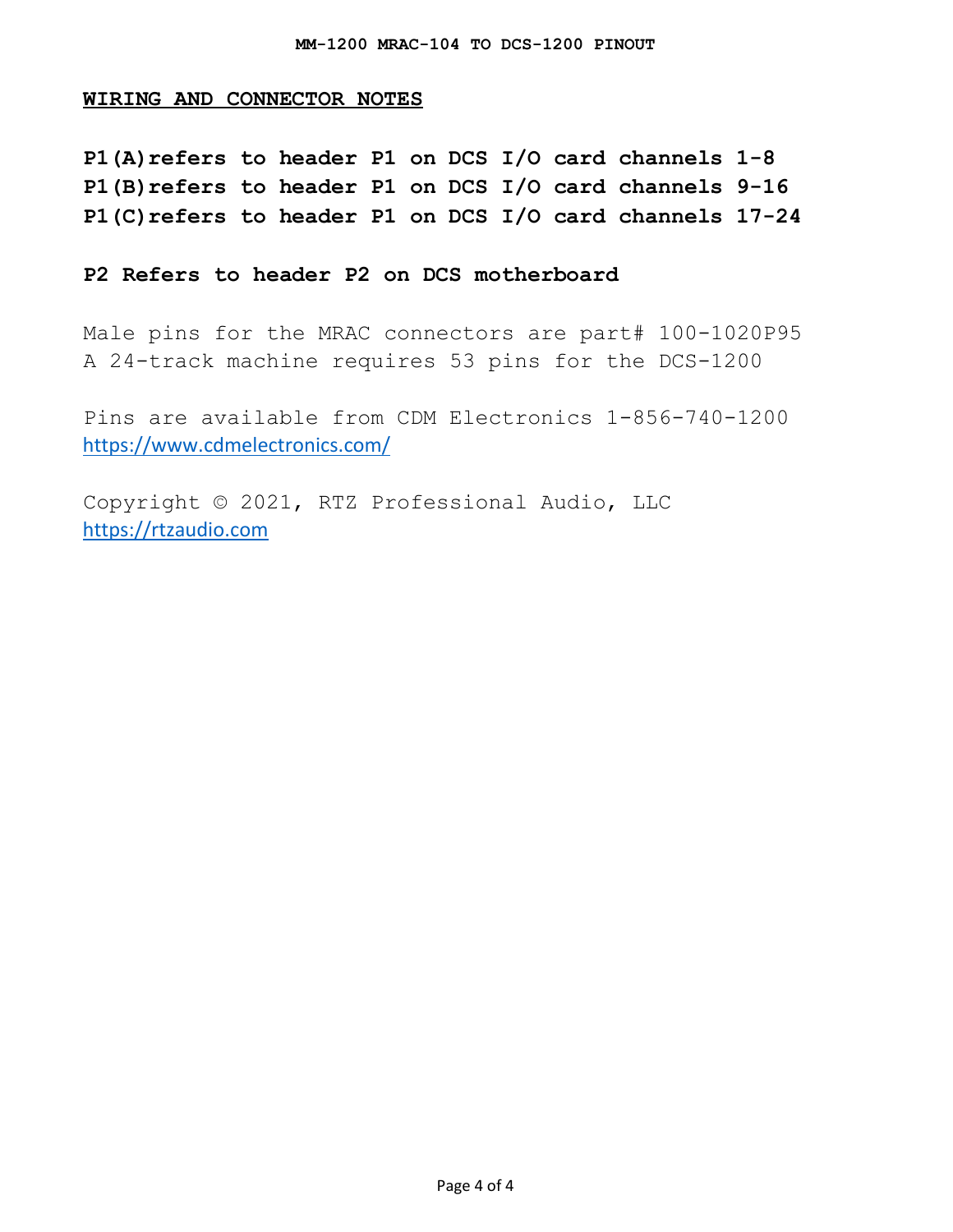## WIRING AND CONNECTOR NOTES

**P1(A)refers to header P1 on DCS I/O card channels 1-8**
**P1(B)refers to header P1 on DCS I/O card channels 9-16**
**P1(C)refers to header P1 on DCS I/O card channels 17-24**

**P2 Refers to header P2 on DCS motherboard**

Male pins for the MRAC connectors are part# 100-1020P95
A 24-track machine requires 53 pins for the DCS-1200

Pins are available from CDM Electronics 1-856-740-1200
https://www.cdmelectronics.com/

Copyright © 2021, RTZ Professional Audio, LLC
https://rtzaudio.com